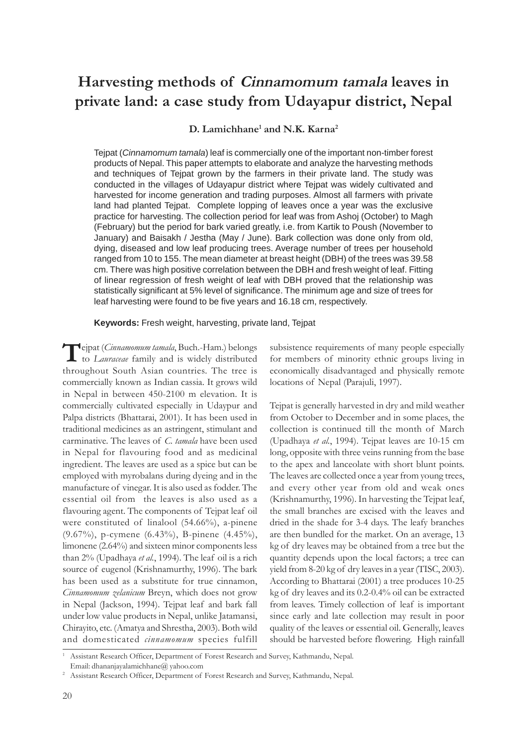# Harvesting methods of *Cinnamomum tamala* leaves in private land: a case study from Udayapur district, Nepal

**D. Lamichhane[1] and N.K. Karna[2]**

Tejpat (*Cinnamomum tamala*) leaf is commercially one of the important non-timber forest products of Nepal. This paper attempts to elaborate and analyze the harvesting methods and techniques of Tejpat grown by the farmers in their private land. The study was conducted in the villages of Udayapur district where Tejpat was widely cultivated and harvested for income generation and trading purposes. Almost all farmers with private land had planted Tejpat. Complete lopping of leaves once a year was the exclusive practice for harvesting. The collection period for leaf was from Ashoj (October) to Magh (February) but the period for bark varied greatly, i.e. from Kartik to Poush (November to January) and Baisakh / Jestha (May / June). Bark collection was done only from old, dying, diseased and low leaf producing trees. Average number of trees per household ranged from 10 to 155. The mean diameter at breast height (DBH) of the trees was 39.58 cm. There was high positive correlation between the DBH and fresh weight of leaf. Fitting of linear regression of fresh weight of leaf with DBH proved that the relationship was statistically significant at 5% level of significance. The minimum age and size of trees for leaf harvesting were found to be five years and 16.18 cm, respectively.

**Keywords:** Fresh weight, harvesting, private land, Tejpat

Tejpat (*Cinnamomum tamala*, Buch.-Ham.) belongs to *Lauraceae* family and is widely distributed throughout South Asian countries. The tree is commercially known as Indian cassia. It grows wild in Nepal in between 450-2100 m elevation. It is commercially cultivated especially in Udaypur and Palpa districts (Bhattarai, 2001). It has been used in traditional medicines as an astringent, stimulant and carminative. The leaves of *C. tamala* have been used in Nepal for flavouring food and as medicinal ingredient. The leaves are used as a spice but can be employed with myrobalans during dyeing and in the manufacture of vinegar. It is also used as fodder. The essential oil from the leaves is also used as a flavouring agent. The components of Tejpat leaf oil were constituted of linalool (54.66%), a-pinene (9.67%), p-cymene (6.43%), B-pinene (4.45%), limonene (2.64%) and sixteen minor components less than 2% (Upadhaya *et al*., 1994). The leaf oil is a rich source of eugenol (Krishnamurthy, 1996). The bark has been used as a substitute for true cinnamon, *Cinnamomum zelanicum* Breyn, which does not grow in Nepal (Jackson, 1994). Tejpat leaf and bark fall under low value products in Nepal, unlike Jatamansi, Chirayito, etc. (Amatya and Shrestha, 2003). Both wild and domesticated *cinnamomum* species fulfill subsistence requirements of many people especially for members of minority ethnic groups living in economically disadvantaged and physically remote locations of Nepal (Parajuli, 1997).

Tejpat is generally harvested in dry and mild weather from October to December and in some places, the collection is continued till the month of March (Upadhaya *et al*., 1994). Tejpat leaves are 10-15 cm long, opposite with three veins running from the base to the apex and lanceolate with short blunt points. The leaves are collected once a year from young trees, and every other year from old and weak ones (Krishnamurthy, 1996). In harvesting the Tejpat leaf, the small branches are excised with the leaves and dried in the shade for 3-4 days. The leafy branches are then bundled for the market. On an average, 13 kg of dry leaves may be obtained from a tree but the quantity depends upon the local factors; a tree can yield from 8-20 kg of dry leaves in a year (TISC, 2003). According to Bhattarai (2001) a tree produces 10-25 kg of dry leaves and its 0.2-0.4% oil can be extracted from leaves. Timely collection of leaf is important since early and late collection may result in poor quality of the leaves or essential oil. Generally, leaves should be harvested before flowering. High rainfall

[1] Assistant Research Officer, Department of Forest Research and Survey, Kathmandu, Nepal. Email: dhananjayalamichhane@ yahoo.com

[2] Assistant Research Officer, Department of Forest Research and Survey, Kathmandu, Nepal.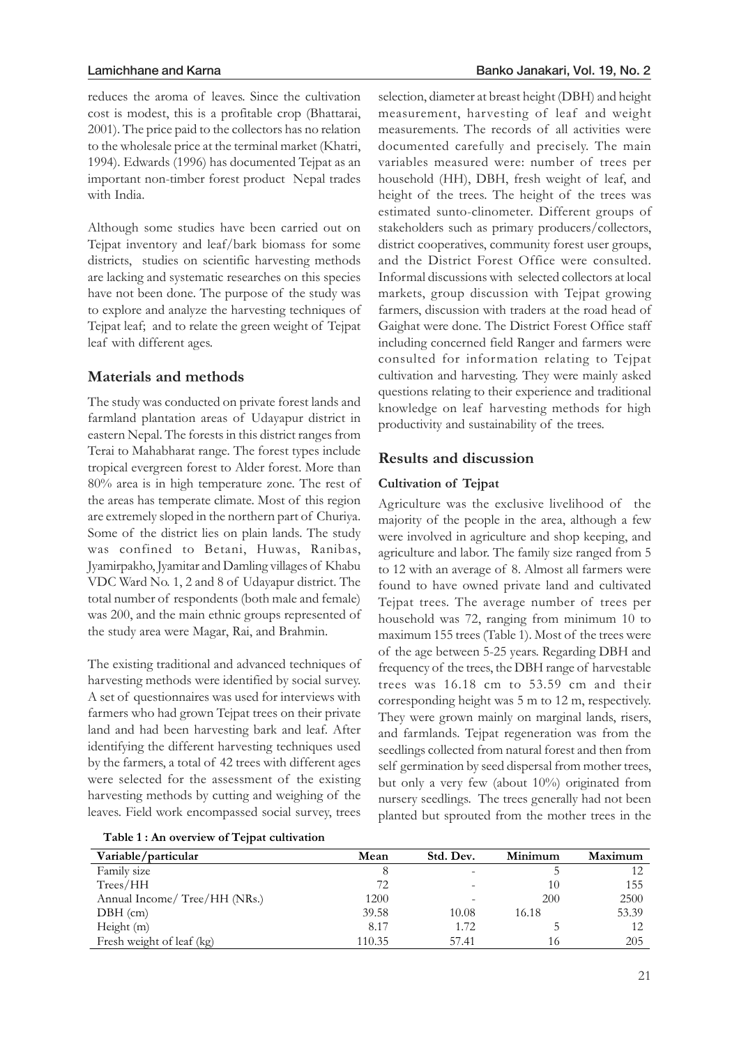reduces the aroma of leaves. Since the cultivation cost is modest, this is a profitable crop (Bhattarai, 2001). The price paid to the collectors has no relation to the wholesale price at the terminal market (Khatri, 1994). Edwards (1996) has documented Tejpat as an important non-timber forest product Nepal trades with India.

Although some studies have been carried out on Tejpat inventory and leaf/bark biomass for some districts, studies on scientific harvesting methods are lacking and systematic researches on this species have not been done. The purpose of the study was to explore and analyze the harvesting techniques of Tejpat leaf; and to relate the green weight of Tejpat leaf with different ages.

## Materials and methods

The study was conducted on private forest lands and farmland plantation areas of Udayapur district in eastern Nepal. The forests in this district ranges from Terai to Mahabharat range. The forest types include tropical evergreen forest to Alder forest. More than 80% area is in high temperature zone. The rest of the areas has temperate climate. Most of this region are extremely sloped in the northern part of Churiya. Some of the district lies on plain lands. The study was confined to Betani, Huwas, Ranibas, Jyamirpakho, Jyamitar and Damling villages of Khabu VDC Ward No. 1, 2 and 8 of Udayapur district. The total number of respondents (both male and female) was 200, and the main ethnic groups represented of the study area were Magar, Rai, and Brahmin.

The existing traditional and advanced techniques of harvesting methods were identified by social survey. A set of questionnaires was used for interviews with farmers who had grown Tejpat trees on their private land and had been harvesting bark and leaf. After identifying the different harvesting techniques used by the farmers, a total of 42 trees with different ages were selected for the assessment of the existing harvesting methods by cutting and weighing of the leaves. Field work encompassed social survey, trees selection, diameter at breast height (DBH) and height measurement, harvesting of leaf and weight measurements. The records of all activities were documented carefully and precisely. The main variables measured were: number of trees per household (HH), DBH, fresh weight of leaf, and height of the trees. The height of the trees was estimated sunto-clinometer. Different groups of stakeholders such as primary producers/collectors, district cooperatives, community forest user groups, and the District Forest Office were consulted. Informal discussions with selected collectors at local markets, group discussion with Tejpat growing farmers, discussion with traders at the road head of Gaighat were done. The District Forest Office staff including concerned field Ranger and farmers were consulted for information relating to Tejpat cultivation and harvesting. They were mainly asked questions relating to their experience and traditional knowledge on leaf harvesting methods for high productivity and sustainability of the trees.

## Results and discussion

### Cultivation of Tejpat

Agriculture was the exclusive livelihood of the majority of the people in the area, although a few were involved in agriculture and shop keeping, and agriculture and labor. The family size ranged from 5 to 12 with an average of 8. Almost all farmers were found to have owned private land and cultivated Tejpat trees. The average number of trees per household was 72, ranging from minimum 10 to maximum 155 trees (Table 1). Most of the trees were of the age between 5-25 years. Regarding DBH and frequency of the trees, the DBH range of harvestable trees was 16.18 cm to 53.59 cm and their corresponding height was 5 m to 12 m, respectively. They were grown mainly on marginal lands, risers, and farmlands. Tejpat regeneration was from the seedlings collected from natural forest and then from self germination by seed dispersal from mother trees, but only a very few (about 10%) originated from nursery seedlings. The trees generally had not been planted but sprouted from the mother trees in the

**Table 1 : An overview of Tejpat cultivation**

| Variable/particular | Mean | Std. Dev. | Minimum | Maximum |
|---|---|---|---|---|
| Family size | 8 | - | 5 | 12 |
| Trees/HH | 72 | - | 10 | 155 |
| Annual Income/ Tree/HH (NRs.) | 1200 | - | 200 | 2500 |
| DBH (cm) | 39.58 | 10.08 | 16.18 | 53.39 |
| Height (m) | 8.17 | 1.72 | 5 | 12 |
| Fresh weight of leaf (kg) | 110.35 | 57.41 | 16 | 205 |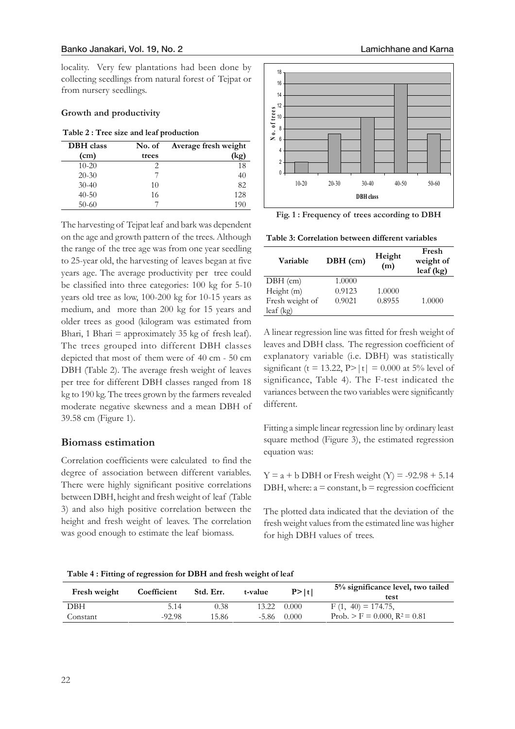locality. Very few plantations had been done by collecting seedlings from natural forest of Tejpat or from nursery seedlings.

**Growth and productivity**

**Table 2 : Tree size and leaf production**

| DBH class (cm) | No. of trees | Average fresh weight (kg) |
|---|---|---|
| 10-20 | 2 | 18 |
| 20-30 | 7 | 40 |
| 30-40 | 10 | 82 |
| 40-50 | 16 | 128 |
| 50-60 | 7 | 190 |

The harvesting of Tejpat leaf and bark was dependent on the age and growth pattern of the trees. Although the range of the tree age was from one year seedling to 25-year old, the harvesting of leaves began at five years age. The average productivity per tree could be classified into three categories: 100 kg for 5-10 years old tree as low, 100-200 kg for 10-15 years as medium, and more than 200 kg for 15 years and older trees as good (kilogram was estimated from Bhari, 1 Bhari = approximately 35 kg of fresh leaf). The trees grouped into different DBH classes depicted that most of them were of 40 cm - 50 cm DBH (Table 2). The average fresh weight of leaves per tree for different DBH classes ranged from 18 kg to 190 kg. The trees grown by the farmers revealed moderate negative skewness and a mean DBH of 39.58 cm (Figure 1).

**Fig. 1 : Frequency of trees according to DBH**

## Biomass estimation

Correlation coefficients were calculated to find the degree of association between different variables. There were highly significant positive correlations between DBH, height and fresh weight of leaf (Table 3) and also high positive correlation between the height and fresh weight of leaves. The correlation was good enough to estimate the leaf biomass.

**Table 3: Correlation between different variables**

| Variable | DBH (cm) | Height (m) | Fresh weight of leaf (kg) |
|---|---|---|---|
| DBH (cm) | 1.0000 | | |
| Height (m) | 0.9123 | 1.0000 | |
| Fresh weight of leaf (kg) | 0.9021 | 0.8955 | 1.0000 |

A linear regression line was fitted for fresh weight of leaves and DBH class. The regression coefficient of explanatory variable (i.e. DBH) was statistically significant ($t = 13.22$, $P>|t| = 0.000$ at 5% level of significance, Table 4). The F-test indicated the variances between the two variables were significantly different.

Fitting a simple linear regression line by ordinary least square method (Figure 3), the estimated regression equation was:

$Y = a + b$ DBH or Fresh weight $(Y) = -92.98 + 5.14$ DBH, where: $a$ = constant, $b$ = regression coefficient

The plotted data indicated that the deviation of the fresh weight values from the estimated line was higher for high DBH values of trees.

**Table 4 : Fitting of regression for DBH and fresh weight of leaf**

| Fresh weight | Coefficient | Std. Err. | t-value | $P>\|t\|$ | 5% significance level, two tailed test |
|---|---|---|---|---|---|
| DBH | 5.14 | 0.38 | 13.22 | 0.000 | $F(1, 40) = 174.75$, |
| Constant | -92.98 | 15.86 | -5.86 | 0.000 | Prob. $> F = 0.000$, $R^2 = 0.81$ |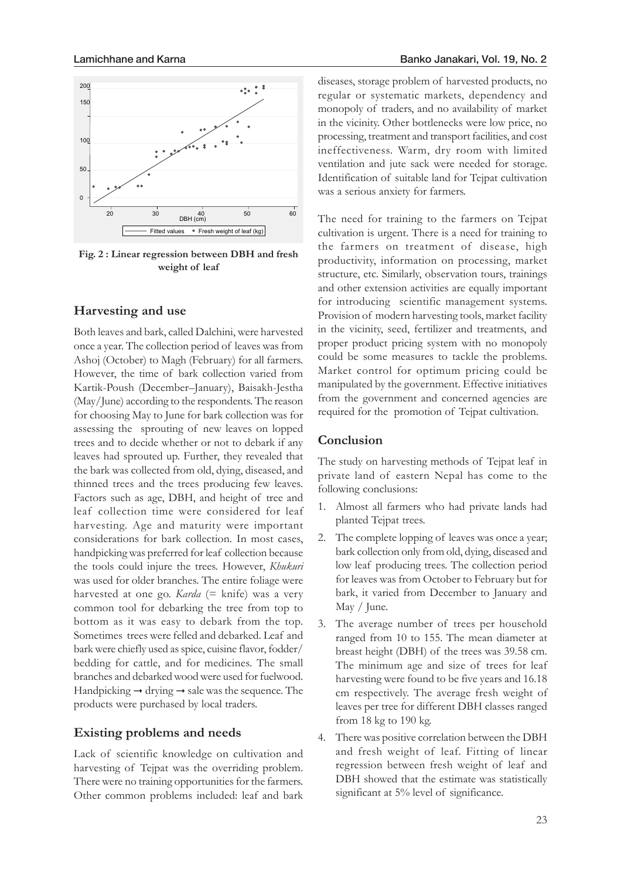Fig. 2 : Linear regression between DBH and fresh weight of leaf

## Harvesting and use

Both leaves and bark, called Dalchini, were harvested once a year. The collection period of leaves was from Ashoj (October) to Magh (February) for all farmers. However, the time of bark collection varied from Kartik-Poush (December–January), Baisakh-Jestha (May/June) according to the respondents. The reason for choosing May to June for bark collection was for assessing the sprouting of new leaves on lopped trees and to decide whether or not to debark if any leaves had sprouted up. Further, they revealed that the bark was collected from old, dying, diseased, and thinned trees and the trees producing few leaves. Factors such as age, DBH, and height of tree and leaf collection time were considered for leaf harvesting. Age and maturity were important considerations for bark collection. In most cases, handpicking was preferred for leaf collection because the tools could injure the trees. However, *Khukuri* was used for older branches. The entire foliage were harvested at one go. *Karda* (= knife) was a very common tool for debarking the tree from top to bottom as it was easy to debark from the top. Sometimes trees were felled and debarked. Leaf and bark were chiefly used as spice, cuisine flavor, fodder/ bedding for cattle, and for medicines. The small branches and debarked wood were used for fuelwood. Handpicking → drying → sale was the sequence. The products were purchased by local traders.

## Existing problems and needs

Lack of scientific knowledge on cultivation and harvesting of Tejpat was the overriding problem. There were no training opportunities for the farmers. Other common problems included: leaf and bark diseases, storage problem of harvested products, no regular or systematic markets, dependency and monopoly of traders, and no availability of market in the vicinity. Other bottlenecks were low price, no processing, treatment and transport facilities, and cost ineffectiveness. Warm, dry room with limited ventilation and jute sack were needed for storage. Identification of suitable land for Tejpat cultivation was a serious anxiety for farmers.

The need for training to the farmers on Tejpat cultivation is urgent. There is a need for training to the farmers on treatment of disease, high productivity, information on processing, market structure, etc. Similarly, observation tours, trainings and other extension activities are equally important for introducing scientific management systems. Provision of modern harvesting tools, market facility in the vicinity, seed, fertilizer and treatments, and proper product pricing system with no monopoly could be some measures to tackle the problems. Market control for optimum pricing could be manipulated by the government. Effective initiatives from the government and concerned agencies are required for the promotion of Tejpat cultivation.

## Conclusion

The study on harvesting methods of Tejpat leaf in private land of eastern Nepal has come to the following conclusions:

1. Almost all farmers who had private lands had planted Tejpat trees.
2. The complete lopping of leaves was once a year; bark collection only from old, dying, diseased and low leaf producing trees. The collection period for leaves was from October to February but for bark, it varied from December to January and May / June.
3. The average number of trees per household ranged from 10 to 155. The mean diameter at breast height (DBH) of the trees was 39.58 cm. The minimum age and size of trees for leaf harvesting were found to be five years and 16.18 cm respectively. The average fresh weight of leaves per tree for different DBH classes ranged from 18 kg to 190 kg.
4. There was positive correlation between the DBH and fresh weight of leaf. Fitting of linear regression between fresh weight of leaf and DBH showed that the estimate was statistically significant at 5% level of significance.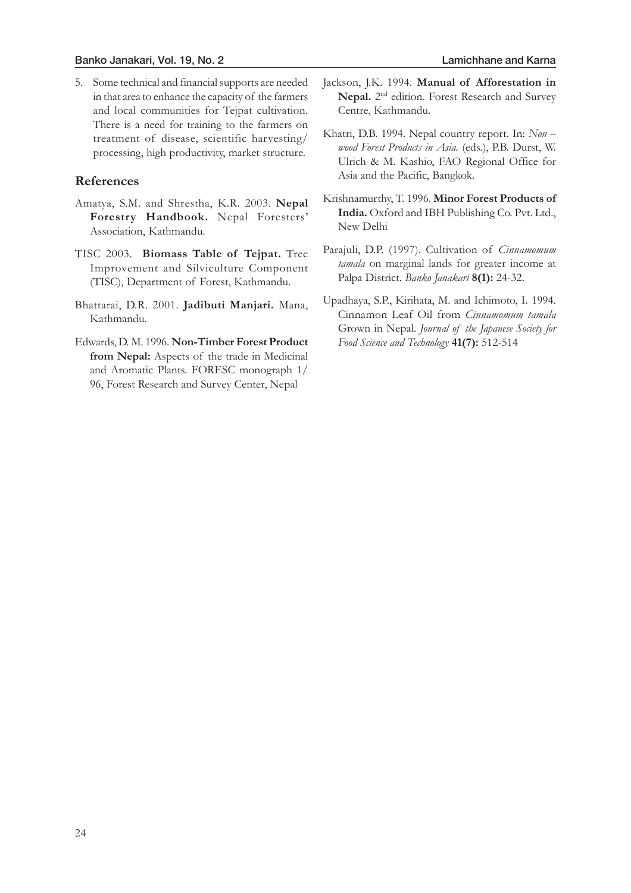5. Some technical and financial supports are needed in that area to enhance the capacity of the farmers and local communities for Tejpat cultivation. There is a need for training to the farmers on treatment of disease, scientific harvesting/ processing, high productivity, market structure.

## References

Amatya, S.M. and Shrestha, K.R. 2003. **Nepal Forestry Handbook.** Nepal Foresters' Association, Kathmandu.

TISC 2003. **Biomass Table of Tejpat.** Tree Improvement and Silviculture Component (TISC), Department of Forest, Kathmandu.

Bhattarai, D.R. 2001. **Jadibuti Manjari.** Mana, Kathmandu.

Edwards, D. M. 1996. **Non-Timber Forest Product from Nepal:** Aspects of the trade in Medicinal and Aromatic Plants. FORESC monograph 1/ 96, Forest Research and Survey Center, Nepal

Jackson, J.K. 1994. **Manual of Afforestation in Nepal.** 2nd edition. Forest Research and Survey Centre, Kathmandu.

Khatri, D.B. 1994. Nepal country report. In: *Non – wood Forest Products in Asia.* (eds.), P.B. Durst, W. Ulrich & M. Kashio, FAO Regional Office for Asia and the Pacific, Bangkok.

Krishnamurthy, T. 1996. **Minor Forest Products of India.** Oxford and IBH Publishing Co. Pvt. Ltd., New Delhi

Parajuli, D.P. (1997). Cultivation of *Cinnamomum tamala* on marginal lands for greater income at Palpa District. *Banko Janakari* **8(1):** 24-32.

Upadhaya, S.P., Kirihata, M. and Ichimoto, I. 1994. Cinnamon Leaf Oil from *Cinnamomum tamala* Grown in Nepal. *Journal of the Japanese Society for Food Science and Technology* **41(7):** 512-514